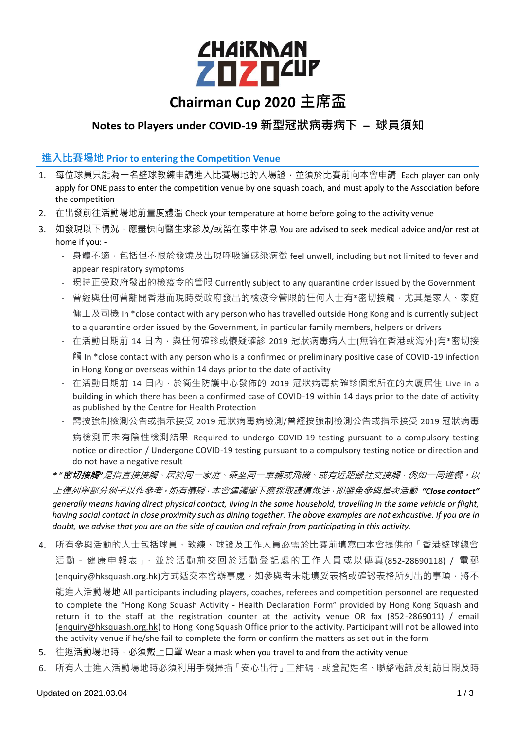# Chairman Cup 2020 主席盃

## Notes to Players under COVID-19 新型冠狀病毒病下 – 球員須知

### 進入比賽場地 Prior to entering the Competition Venue

1. 每位球員只能為一名壁球教練申請進入比賽場地的入場證，並須於比賽前向本會申請 Each player can only apply for ONE pass to enter the competition venue by one squash coach, and must apply to the Association before the competition
2. 在出發前往活動場地前量度體溫 Check your temperature at home before going to the activity venue
3. 如發現以下情況，應盡快向醫生求診及/或留在家中休息 You are advised to seek medical advice and/or rest at home if you: -
   - 身體不適，包括但不限於發燒及出現呼吸道感染病徵 feel unwell, including but not limited to fever and appear respiratory symptoms
   - 現時正受政府發出的檢疫令的管限 Currently subject to any quarantine order issued by the Government
   - 曾經與任何曾離開香港而現時受政府發出的檢疫令管限的任何人士有*密切接觸，尤其是家人、家庭傭工及司機 In *close contact with any person who has travelled outside Hong Kong and is currently subject to a quarantine order issued by the Government, in particular family members, helpers or drivers
   - 在活動日期前 14 日內，與任何確診或懷疑確診 2019 冠狀病毒病人士(無論在香港或海外)有*密切接觸 In *close contact with any person who is a confirmed or preliminary positive case of COVID-19 infection in Hong Kong or overseas within 14 days prior to the date of activity
   - 在活動日期前 14 日內，於衞生防護中心發佈的 2019 冠狀病毒病確診個案所在的大廈居住 Live in a building in which there has been a confirmed case of COVID-19 within 14 days prior to the date of activity as published by the Centre for Health Protection
   - 需按強制檢測公告或指示接受 2019 冠狀病毒病檢測/曾經按強制檢測公告或指示接受 2019 冠狀病毒病檢測而未有陰性檢測結果 Required to undergo COVID-19 testing pursuant to a compulsory testing notice or direction / Undergone COVID-19 testing pursuant to a compulsory testing notice or direction and do not have a negative result

   *\**"**密切接觸**"是指直接接觸、居於同一家庭、乘坐同一車輛或飛機、或有近距離社交接觸，例如一同進餐。以上僅列舉部分例子以作參考。如有懷疑，本會建議閣下應採取謹慎做法，即避免參與是次活動* ***"Close contact"*** *generally means having direct physical contact, living in the same household, travelling in the same vehicle or flight, having social contact in close proximity such as dining together. The above examples are not exhaustive. If you are in doubt, we advise that you are on the side of caution and refrain from participating in this activity.*

4. 所有參與活動的人士包括球員、教練、球證及工作人員必需於比賽前填寫由本會提供的「香港壁球總會活動 - 健康申報表」，並於活動前交回於活動登記處的工作人員或以傳真(852-28690118) / 電郵(enquiry@hksquash.org.hk)方式遞交本會辦事處。如參與者未能填妥表格或確認表格所列出的事項，將不能進入活動場地 All participants including players, coaches, referees and competition personnel are requested to complete the "Hong Kong Squash Activity - Health Declaration Form" provided by Hong Kong Squash and return it to the staff at the registration counter at the activity venue OR fax (852-2869011) / email (enquiry@hksquash.org.hk) to Hong Kong Squash Office prior to the activity. Participant will not be allowed into the activity venue if he/she fail to complete the form or confirm the matters as set out in the form
5. 往返活動場地時，必須戴上口罩 Wear a mask when you travel to and from the activity venue
6. 所有人士進入活動場地時必須利用手機掃描「安心出行」二維碼，或登記姓名、聯絡電話及到訪日期及時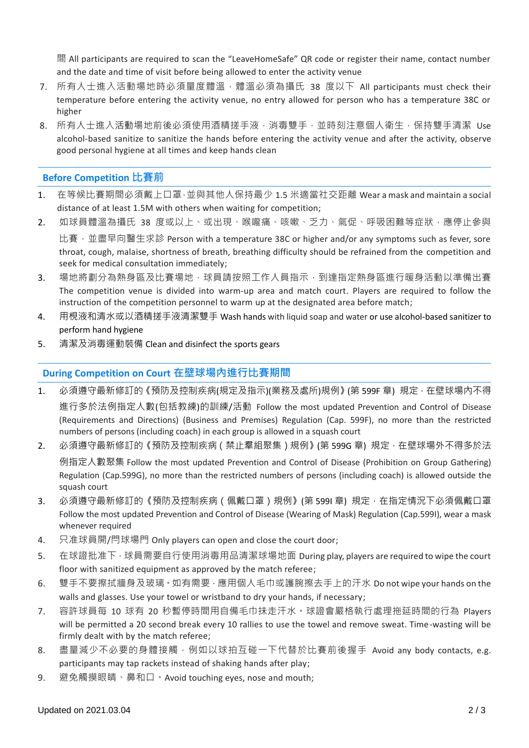間 All participants are required to scan the "LeaveHomeSafe" QR code or register their name, contact number and the date and time of visit before being allowed to enter the activity venue

7. 所有人士進入活動場地時必須量度體溫，體溫必須為攝氏 38 度以下 All participants must check their temperature before entering the activity venue, no entry allowed for person who has a temperature 38C or higher
8. 所有人士進入活動場地前後必須使用酒精搓手液，消毒雙手，並時刻注意個人衛生，保持雙手清潔 Use alcohol-based sanitize to sanitize the hands before entering the activity venue and after the activity, observe good personal hygiene at all times and keep hands clean

## Before Competition 比賽前

1. 在等候比賽期間必須戴上口罩，並與其他人保持最少 1.5 米適當社交距離 Wear a mask and maintain a social distance of at least 1.5M with others when waiting for competition;
2. 如球員體溫為攝氏 38 度或以上、或出現、喉嚨痛、咳嗽、乏力、氣促、呼吸困難等症狀，應停止參與比賽，並盡早向醫生求診 Person with a temperature 38C or higher and/or any symptoms such as fever, sore throat, cough, malaise, shortness of breath, breathing difficulty should be refrained from the competition and seek for medical consultation immediately;
3. 場地將劃分為熱身區及比賽場地，球員請按照工作人員指示，到達指定熱身區進行暖身活動以準備出賽 The competition venue is divided into warm-up area and match court. Players are required to follow the instruction of the competition personnel to warm up at the designated area before match;
4. 用梘液和清水或以酒精搓手液清潔雙手 Wash hands with liquid soap and water or use alcohol-based sanitizer to perform hand hygiene
5. 清潔及消毒運動裝備 Clean and disinfect the sports gears

## During Competition on Court 在壁球場內進行比賽期間

1. 必須遵守最新修訂的《預防及控制疾病(規定及指示)(業務及處所)規例》(第 599F 章) 規定，在壁球場內不得進行多於法例指定人數(包括教練)的訓練/活動 Follow the most updated Prevention and Control of Disease (Requirements and Directions) (Business and Premises) Regulation (Cap. 599F), no more than the restricted numbers of persons (including coach) in each group is allowed in a squash court
2. 必須遵守最新修訂的《預防及控制疾病（禁止羣組聚集）規例》(第 599G 章) 規定，在壁球場外不得多於法例指定人數聚集 Follow the most updated Prevention and Control of Disease (Prohibition on Group Gathering) Regulation (Cap.599G), no more than the restricted numbers of persons (including coach) is allowed outside the squash court
3. 必須遵守最新修訂的《預防及控制疾病（佩戴口罩）規例》(第 599I 章) 規定，在指定情況下必須佩戴口罩 Follow the most updated Prevention and Control of Disease (Wearing of Mask) Regulation (Cap.599I), wear a mask whenever required
4. 只准球員開/閂球場門 Only players can open and close the court door;
5. 在球證批准下，球員需要自行使用消毒用品清潔球場地面 During play, players are required to wipe the court floor with sanitized equipment as approved by the match referee;
6. 雙手不要擦拭牆身及玻璃。如有需要，應用個人毛巾或護腕擦去手上的汗水 Do not wipe your hands on the walls and glasses. Use your towel or wristband to dry your hands, if necessary;
7. 容許球員每 10 球有 20 秒暫停時間用自備毛巾抹走汗水。球證會嚴格執行處理拖延時間的行為 Players will be permitted a 20 second break every 10 rallies to use the towel and remove sweat. Time-wasting will be firmly dealt with by the match referee;
8. 盡量減少不必要的身體接觸，例如以球拍互碰一下代替於比賽前後握手 Avoid any body contacts, e.g. participants may tap rackets instead of shaking hands after play;
9. 避免觸摸眼睛、鼻和口。Avoid touching eyes, nose and mouth;

Updated on 2021.03.04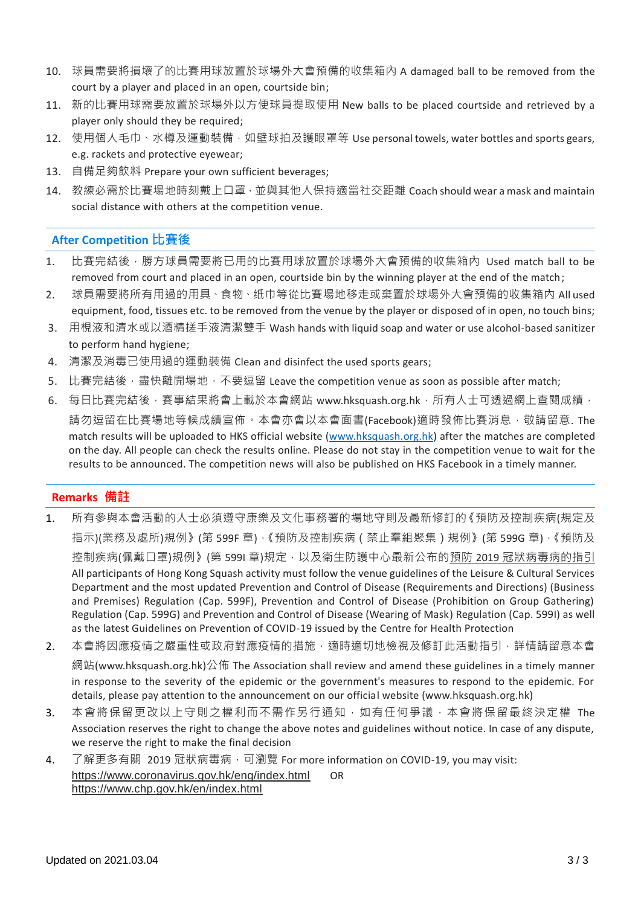10. 球員需要將損壞了的比賽用球放置於球場外大會預備的收集箱內 A damaged ball to be removed from the court by a player and placed in an open, courtside bin;
11. 新的比賽用球需要放置於球場外以方便球員提取使用 New balls to be placed courtside and retrieved by a player only should they be required;
12. 使用個人毛巾、水樽及運動裝備，如壁球拍及護眼罩等 Use personal towels, water bottles and sports gears, e.g. rackets and protective eyewear;
13. 自備足夠飲料 Prepare your own sufficient beverages;
14. 教練必需於比賽場地時刻戴上口罩，並與其他人保持適當社交距離 Coach should wear a mask and maintain social distance with others at the competition venue.

## After Competition 比賽後

1. 比賽完結後，勝方球員需要將已用的比賽用球放置於球場外大會預備的收集箱內 Used match ball to be removed from court and placed in an open, courtside bin by the winning player at the end of the match;
2. 球員需要將所有用過的用具、食物、紙巾等從比賽場地移走或棄置於球場外大會預備的收集箱內 All used equipment, food, tissues etc. to be removed from the venue by the player or disposed of in open, no touch bins;
3. 用梘液和清水或以酒精搓手液清潔雙手 Wash hands with liquid soap and water or use alcohol-based sanitizer to perform hand hygiene;
4. 清潔及消毒已使用過的運動裝備 Clean and disinfect the used sports gears;
5. 比賽完結後，盡快離開場地，不要逗留 Leave the competition venue as soon as possible after match;
6. 每日比賽完結後，賽事結果將會上載於本會網站 www.hksquash.org.hk，所有人士可透過網上查閱成績，請勿逗留在比賽場地等候成績宣佈。本會亦會以本會面書(Facebook)適時發佈比賽消息，敬請留意. The match results will be uploaded to HKS official website (www.hksquash.org.hk) after the matches are completed on the day. All people can check the results online. Please do not stay in the competition venue to wait for the results to be announced. The competition news will also be published on HKS Facebook in a timely manner.

## Remarks 備註

1. 所有參與本會活動的人士必須遵守康樂及文化事務署的場地守則及最新修訂的《預防及控制疾病(規定及指示)(業務及處所)規例》(第 599F 章)、《預防及控制疾病（禁止羣組聚集）規例》(第 599G 章)、《預防及控制疾病(佩戴口罩)規例》(第 599I 章)規定，以及衞生防護中心最新公布的預防 2019 冠狀病毒病的指引
   All participants of Hong Kong Squash activity must follow the venue guidelines of the Leisure & Cultural Services Department and the most updated Prevention and Control of Disease (Requirements and Directions) (Business and Premises) Regulation (Cap. 599F), Prevention and Control of Disease (Prohibition on Group Gathering) Regulation (Cap. 599G) and Prevention and Control of Disease (Wearing of Mask) Regulation (Cap. 599I) as well as the latest Guidelines on Prevention of COVID-19 issued by the Centre for Health Protection
2. 本會將因應疫情之嚴重性或政府對應疫情的措施，適時適切地檢視及修訂此活動指引，詳情請留意本會網站(www.hksquash.org.hk)公佈 The Association shall review and amend these guidelines in a timely manner in response to the severity of the epidemic or the government's measures to respond to the epidemic. For details, please pay attention to the announcement on our official website (www.hksquash.org.hk)
3. 本會將保留更改以上守則之權利而不需作另行通知，如有任何爭議，本會將保留最終決定權 The Association reserves the right to change the above notes and guidelines without notice. In case of any dispute, we reserve the right to make the final decision
4. 了解更多有關 2019 冠狀病毒病，可瀏覽 For more information on COVID-19, you may visit:
   https://www.coronavirus.gov.hk/eng/index.html OR
   https://www.chp.gov.hk/en/index.html

Updated on 2021.03.04